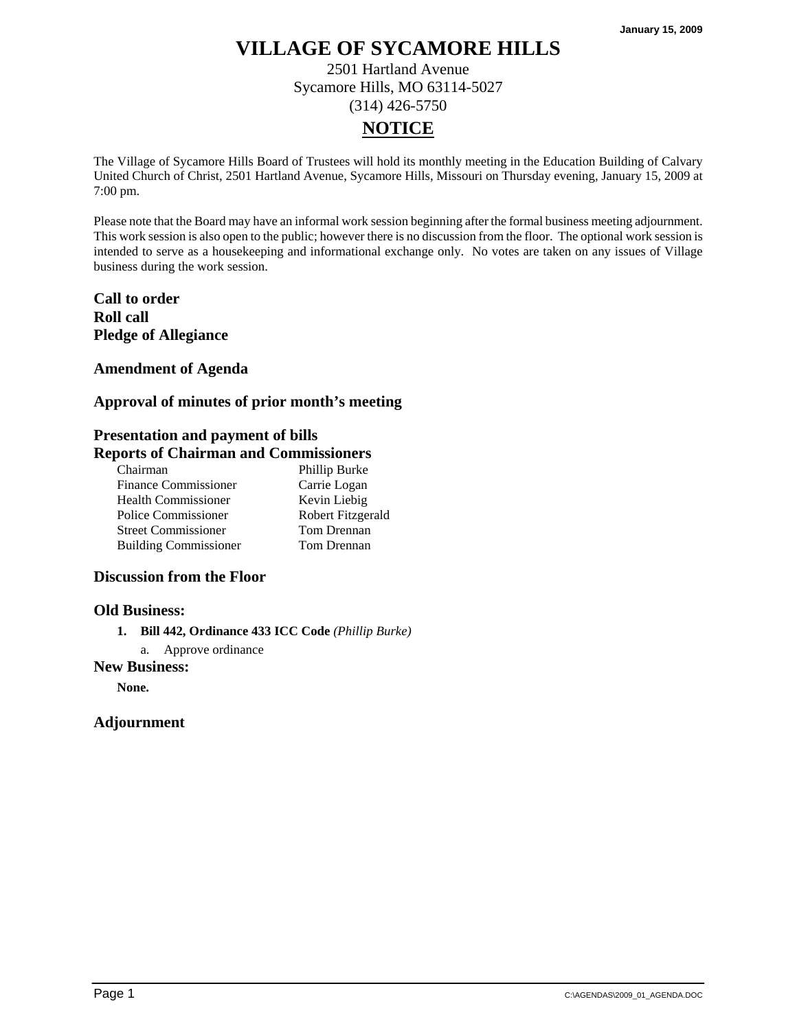January 15, 2009

# VILLAGE OF SYCAMORE HILLS

2501 Hartland Avenue
Sycamore Hills, MO 63114-5027
(314) 426-5750

## NOTICE

The Village of Sycamore Hills Board of Trustees will hold its monthly meeting in the Education Building of Calvary United Church of Christ, 2501 Hartland Avenue, Sycamore Hills, Missouri on Thursday evening, January 15, 2009 at 7:00 pm.

Please note that the Board may have an informal work session beginning after the formal business meeting adjournment. This work session is also open to the public; however there is no discussion from the floor. The optional work session is intended to serve as a housekeeping and informational exchange only. No votes are taken on any issues of Village business during the work session.

### Call to order
### Roll call
### Pledge of Allegiance

### Amendment of Agenda

### Approval of minutes of prior month's meeting

### Presentation and payment of bills
### Reports of Chairman and Commissioners

| | |
|---|---|
| Chairman | Phillip Burke |
| Finance Commissioner | Carrie Logan |
| Health Commissioner | Kevin Liebig |
| Police Commissioner | Robert Fitzgerald |
| Street Commissioner | Tom Drennan |
| Building Commissioner | Tom Drennan |

### Discussion from the Floor

### Old Business:

1. **Bill 442, Ordinance 433 ICC Code** *(Phillip Burke)*
   a. Approve ordinance

### New Business:

**None.**

### Adjournment

C:\AGENDAS\2009_01_AGENDA.DOC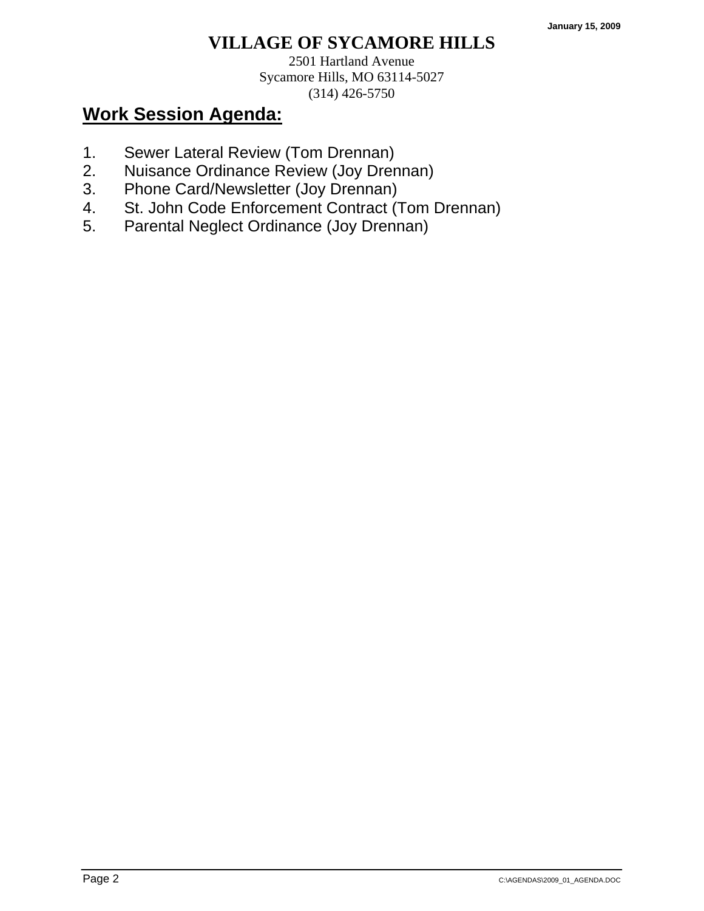# VILLAGE OF SYCAMORE HILLS

2501 Hartland Avenue
Sycamore Hills, MO 63114-5027
(314) 426-5750

## Work Session Agenda:

1. Sewer Lateral Review (Tom Drennan)
2. Nuisance Ordinance Review (Joy Drennan)
3. Phone Card/Newsletter (Joy Drennan)
4. St. John Code Enforcement Contract (Tom Drennan)
5. Parental Neglect Ordinance (Joy Drennan)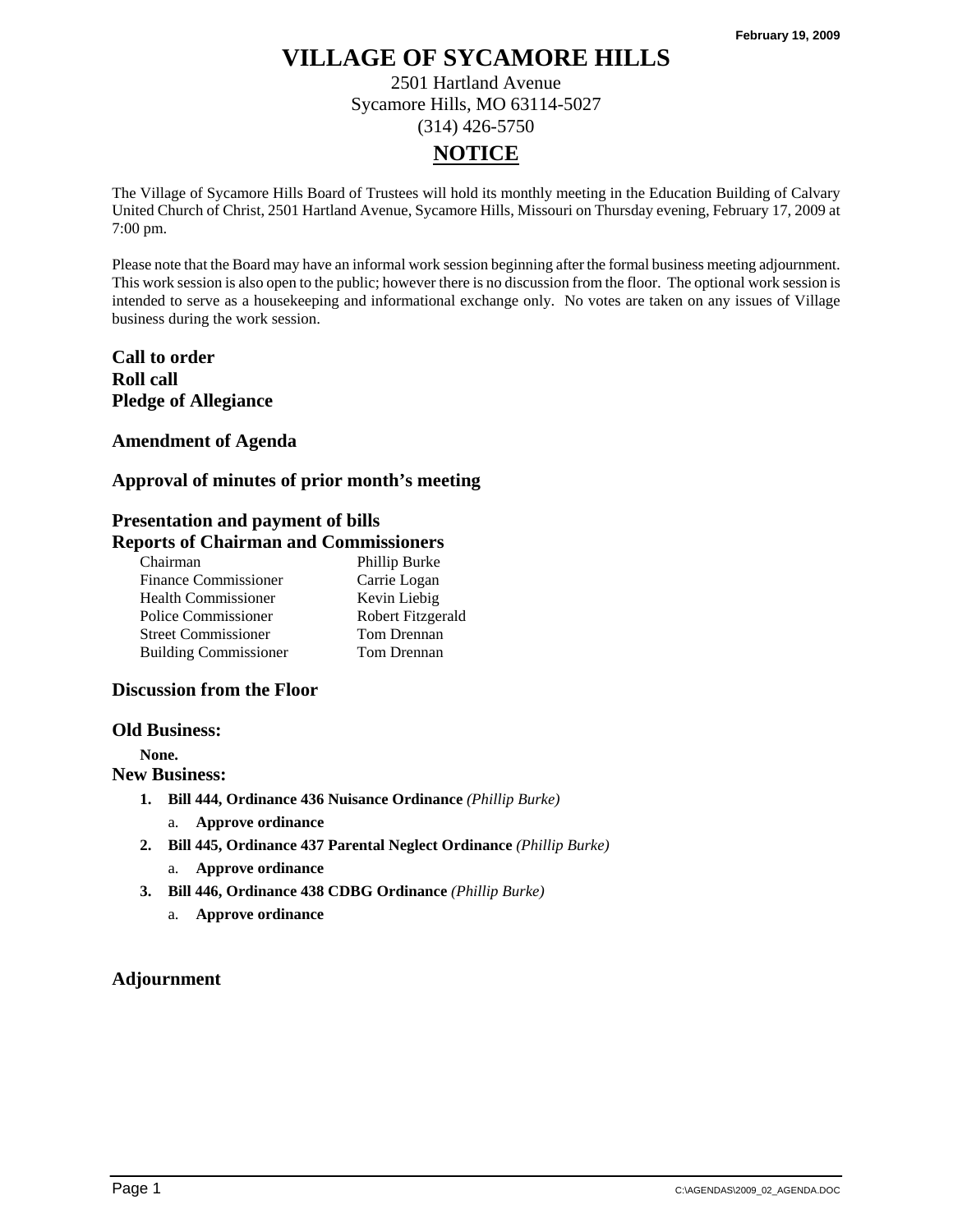February 19, 2009

# VILLAGE OF SYCAMORE HILLS

2501 Hartland Avenue
Sycamore Hills, MO 63114-5027
(314) 426-5750

## NOTICE

The Village of Sycamore Hills Board of Trustees will hold its monthly meeting in the Education Building of Calvary United Church of Christ, 2501 Hartland Avenue, Sycamore Hills, Missouri on Thursday evening, February 17, 2009 at 7:00 pm.

Please note that the Board may have an informal work session beginning after the formal business meeting adjournment. This work session is also open to the public; however there is no discussion from the floor. The optional work session is intended to serve as a housekeeping and informational exchange only. No votes are taken on any issues of Village business during the work session.

### Call to order
### Roll call
### Pledge of Allegiance

### Amendment of Agenda

### Approval of minutes of prior month's meeting

### Presentation and payment of bills
### Reports of Chairman and Commissioners

| | |
|---|---|
| Chairman | Phillip Burke |
| Finance Commissioner | Carrie Logan |
| Health Commissioner | Kevin Liebig |
| Police Commissioner | Robert Fitzgerald |
| Street Commissioner | Tom Drennan |
| Building Commissioner | Tom Drennan |

### Discussion from the Floor

### Old Business:

**None.**

### New Business:

1. **Bill 444, Ordinance 436 Nuisance Ordinance** *(Phillip Burke)*
   a. **Approve ordinance**
2. **Bill 445, Ordinance 437 Parental Neglect Ordinance** *(Phillip Burke)*
   a. **Approve ordinance**
3. **Bill 446, Ordinance 438 CDBG Ordinance** *(Phillip Burke)*
   a. **Approve ordinance**

### Adjournment

C:\AGENDAS\2009_02_AGENDA.DOC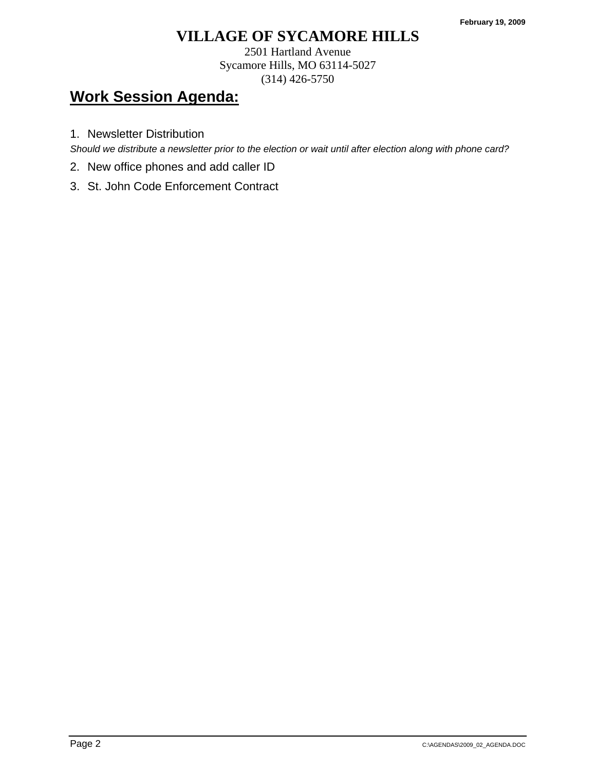# VILLAGE OF SYCAMORE HILLS

2501 Hartland Avenue
Sycamore Hills, MO 63114-5027
(314) 426-5750

## Work Session Agenda:

1. Newsletter Distribution

*Should we distribute a newsletter prior to the election or wait until after election along with phone card?*

2. New office phones and add caller ID
3. St. John Code Enforcement Contract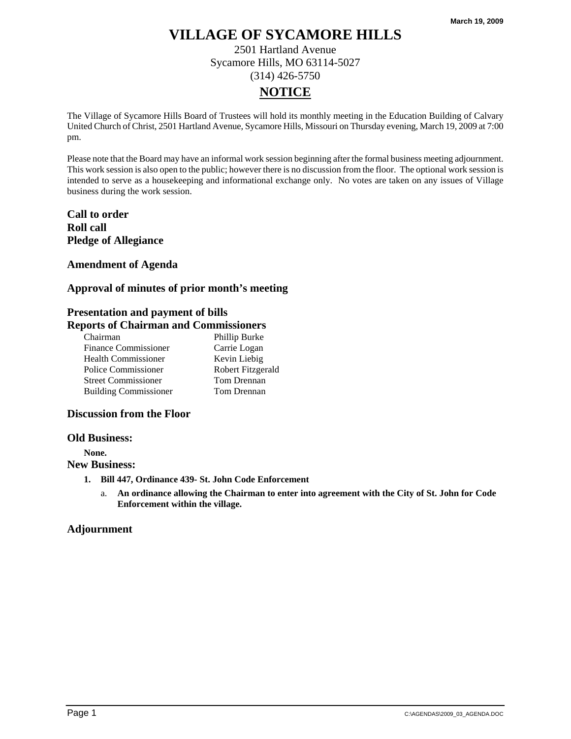March 19, 2009

# VILLAGE OF SYCAMORE HILLS

2501 Hartland Avenue
Sycamore Hills, MO 63114-5027
(314) 426-5750

## NOTICE

The Village of Sycamore Hills Board of Trustees will hold its monthly meeting in the Education Building of Calvary United Church of Christ, 2501 Hartland Avenue, Sycamore Hills, Missouri on Thursday evening, March 19, 2009 at 7:00 pm.

Please note that the Board may have an informal work session beginning after the formal business meeting adjournment. This work session is also open to the public; however there is no discussion from the floor. The optional work session is intended to serve as a housekeeping and informational exchange only. No votes are taken on any issues of Village business during the work session.

### Call to order
### Roll call
### Pledge of Allegiance

### Amendment of Agenda

### Approval of minutes of prior month's meeting

### Presentation and payment of bills
### Reports of Chairman and Commissioners

| | |
|---|---|
| Chairman | Phillip Burke |
| Finance Commissioner | Carrie Logan |
| Health Commissioner | Kevin Liebig |
| Police Commissioner | Robert Fitzgerald |
| Street Commissioner | Tom Drennan |
| Building Commissioner | Tom Drennan |

### Discussion from the Floor

### Old Business:

**None.**

### New Business:

1. **Bill 447, Ordinance 439- St. John Code Enforcement**
   a. **An ordinance allowing the Chairman to enter into agreement with the City of St. John for Code Enforcement within the village.**

### Adjournment

C:\AGENDAS\2009_03_AGENDA.DOC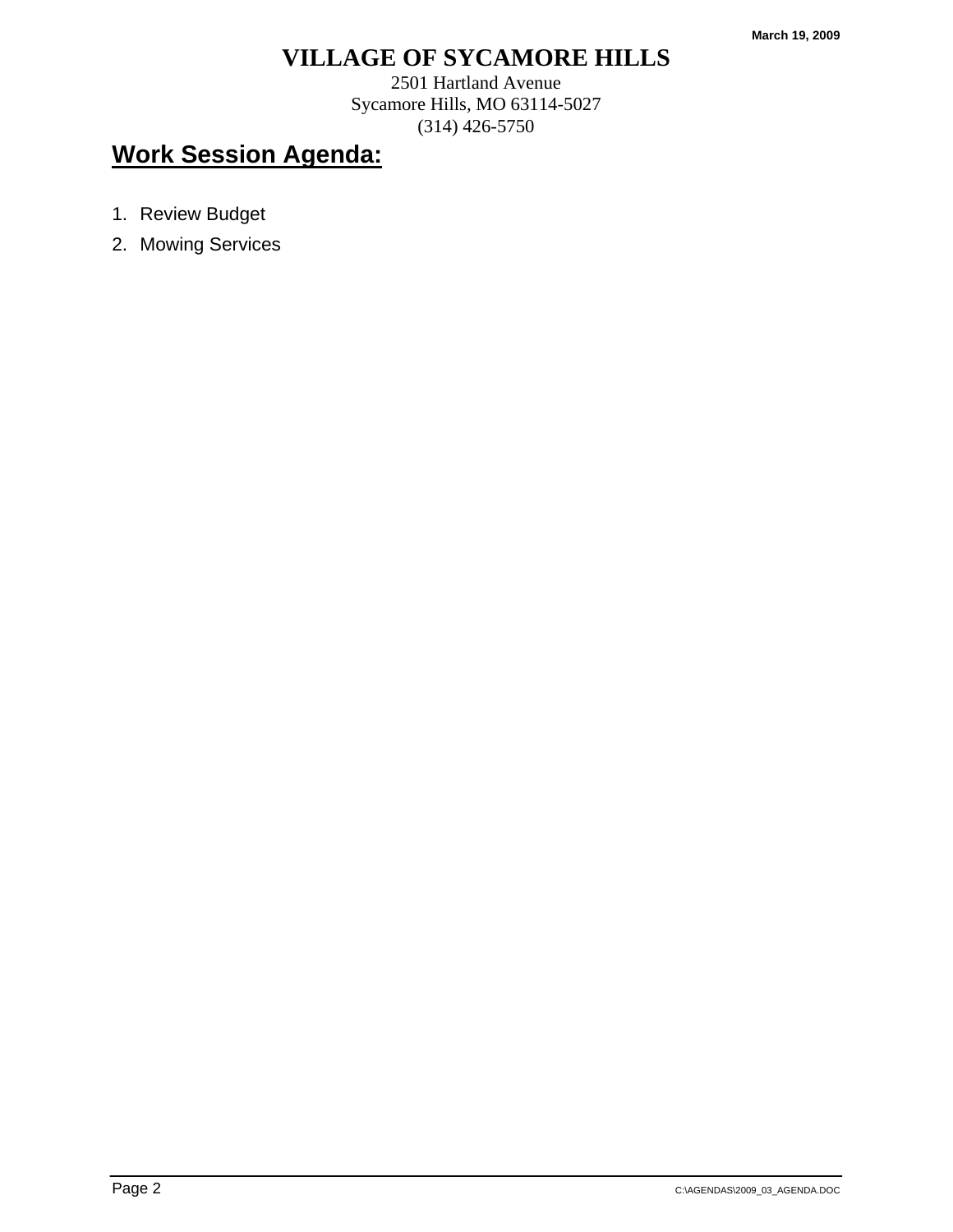March 19, 2009

# VILLAGE OF SYCAMORE HILLS

2501 Hartland Avenue
Sycamore Hills, MO 63114-5027
(314) 426-5750

## Work Session Agenda:

1. Review Budget
2. Mowing Services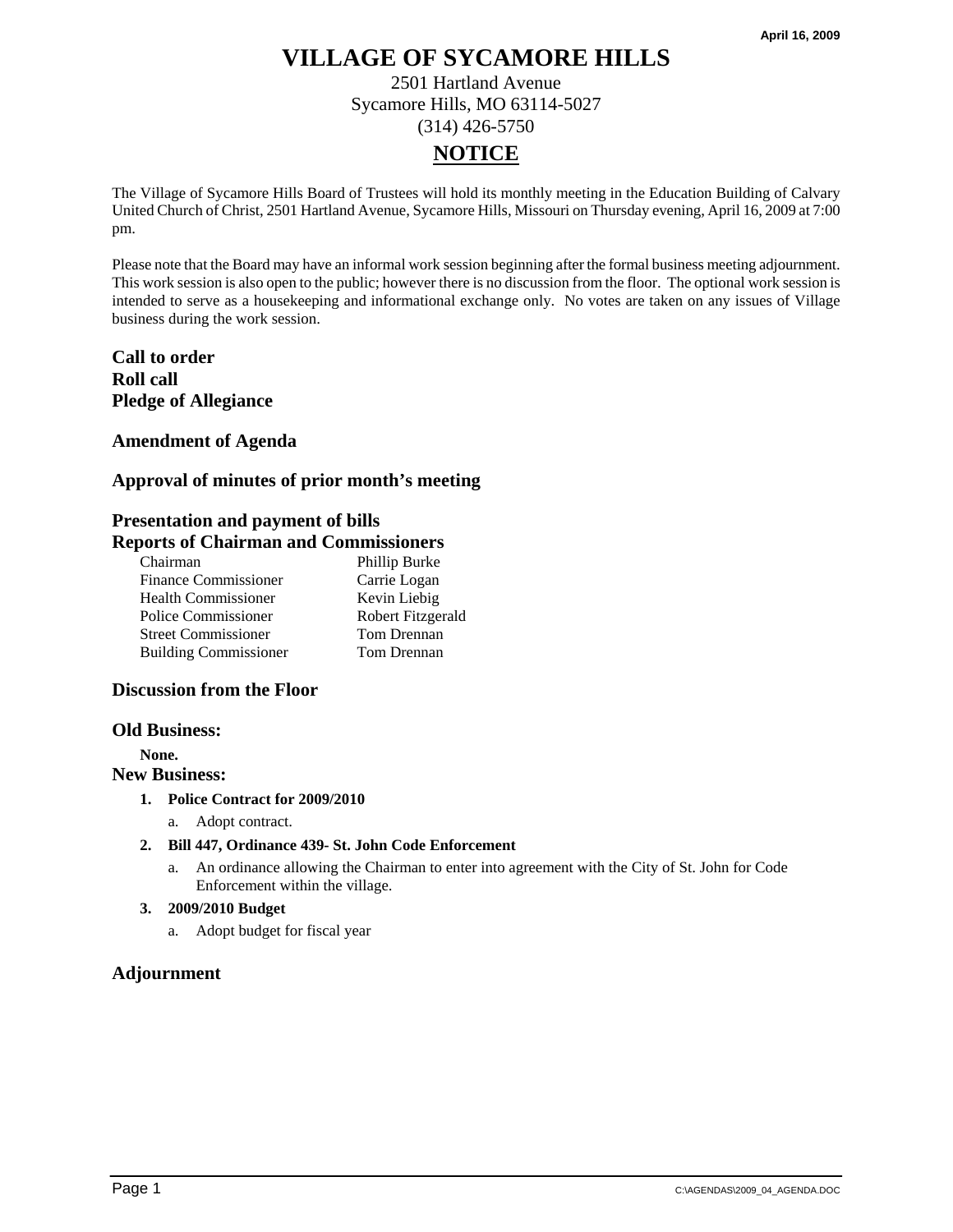April 16, 2009

# VILLAGE OF SYCAMORE HILLS

2501 Hartland Avenue
Sycamore Hills, MO 63114-5027
(314) 426-5750

## NOTICE

The Village of Sycamore Hills Board of Trustees will hold its monthly meeting in the Education Building of Calvary United Church of Christ, 2501 Hartland Avenue, Sycamore Hills, Missouri on Thursday evening, April 16, 2009 at 7:00 pm.

Please note that the Board may have an informal work session beginning after the formal business meeting adjournment. This work session is also open to the public; however there is no discussion from the floor. The optional work session is intended to serve as a housekeeping and informational exchange only. No votes are taken on any issues of Village business during the work session.

**Call to order**
**Roll call**
**Pledge of Allegiance**

### Amendment of Agenda

### Approval of minutes of prior month's meeting

### Presentation and payment of bills

### Reports of Chairman and Commissioners

| | |
|---|---|
| Chairman | Phillip Burke |
| Finance Commissioner | Carrie Logan |
| Health Commissioner | Kevin Liebig |
| Police Commissioner | Robert Fitzgerald |
| Street Commissioner | Tom Drennan |
| Building Commissioner | Tom Drennan |

### Discussion from the Floor

### Old Business:

**None.**

### New Business:

1. **Police Contract for 2009/2010**
   a. Adopt contract.
2. **Bill 447, Ordinance 439- St. John Code Enforcement**
   a. An ordinance allowing the Chairman to enter into agreement with the City of St. John for Code Enforcement within the village.
3. **2009/2010 Budget**
   a. Adopt budget for fiscal year

### Adjournment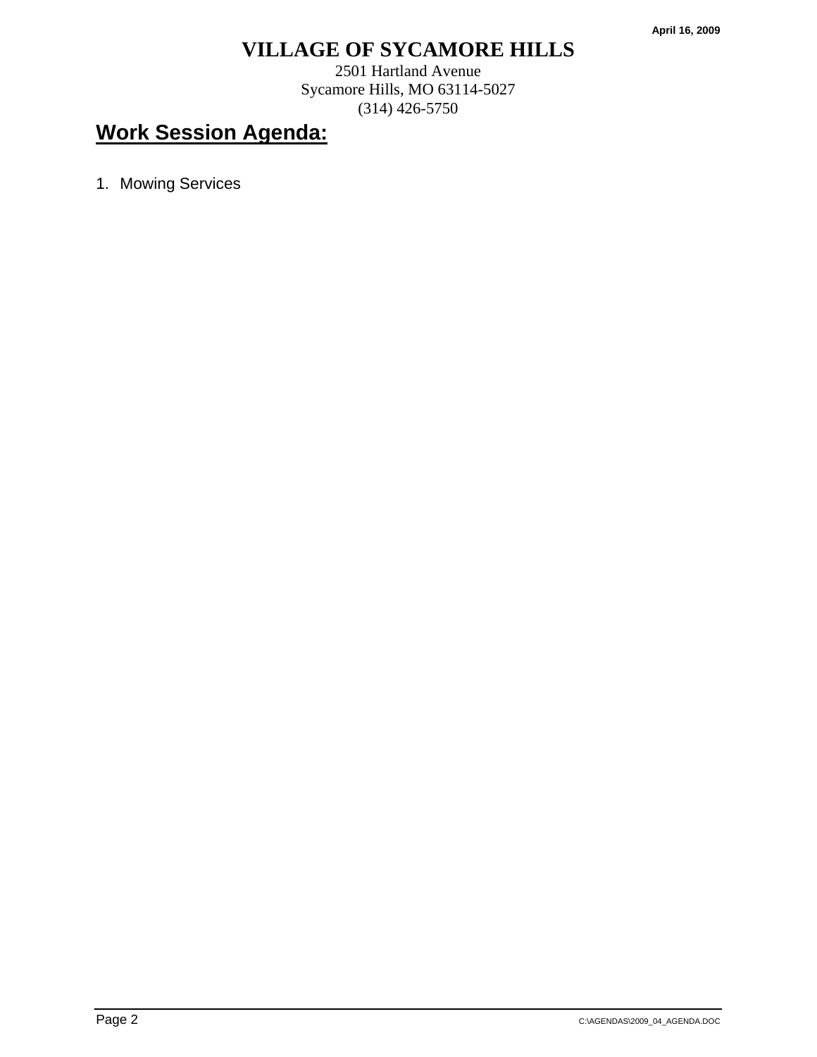April 16, 2009

# VILLAGE OF SYCAMORE HILLS

2501 Hartland Avenue
Sycamore Hills, MO 63114-5027
(314) 426-5750

## Work Session Agenda:

1. Mowing Services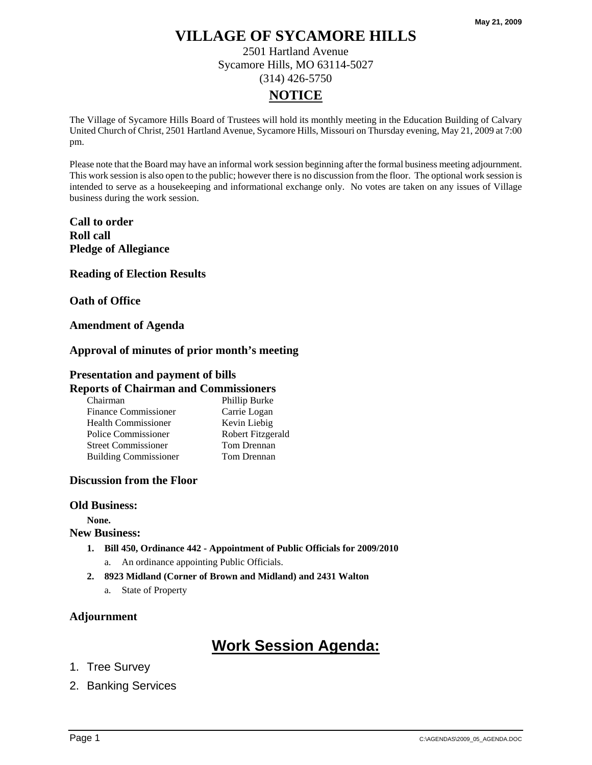May 21, 2009

# VILLAGE OF SYCAMORE HILLS

2501 Hartland Avenue
Sycamore Hills, MO 63114-5027
(314) 426-5750

## NOTICE

The Village of Sycamore Hills Board of Trustees will hold its monthly meeting in the Education Building of Calvary United Church of Christ, 2501 Hartland Avenue, Sycamore Hills, Missouri on Thursday evening, May 21, 2009 at 7:00 pm.

Please note that the Board may have an informal work session beginning after the formal business meeting adjournment. This work session is also open to the public; however there is no discussion from the floor. The optional work session is intended to serve as a housekeeping and informational exchange only. No votes are taken on any issues of Village business during the work session.

**Call to order**
**Roll call**
**Pledge of Allegiance**

**Reading of Election Results**

**Oath of Office**

**Amendment of Agenda**

**Approval of minutes of prior month's meeting**

**Presentation and payment of bills**
**Reports of Chairman and Commissioners**

| | |
|---|---|
| Chairman | Phillip Burke |
| Finance Commissioner | Carrie Logan |
| Health Commissioner | Kevin Liebig |
| Police Commissioner | Robert Fitzgerald |
| Street Commissioner | Tom Drennan |
| Building Commissioner | Tom Drennan |

**Discussion from the Floor**

**Old Business:**

**None.**

**New Business:**

1. **Bill 450, Ordinance 442 - Appointment of Public Officials for 2009/2010**
   a. An ordinance appointing Public Officials.
2. **8923 Midland (Corner of Brown and Midland) and 2431 Walton**
   a. State of Property

**Adjournment**

## Work Session Agenda:

1. Tree Survey
2. Banking Services

C:\AGENDAS\2009_05_AGENDA.DOC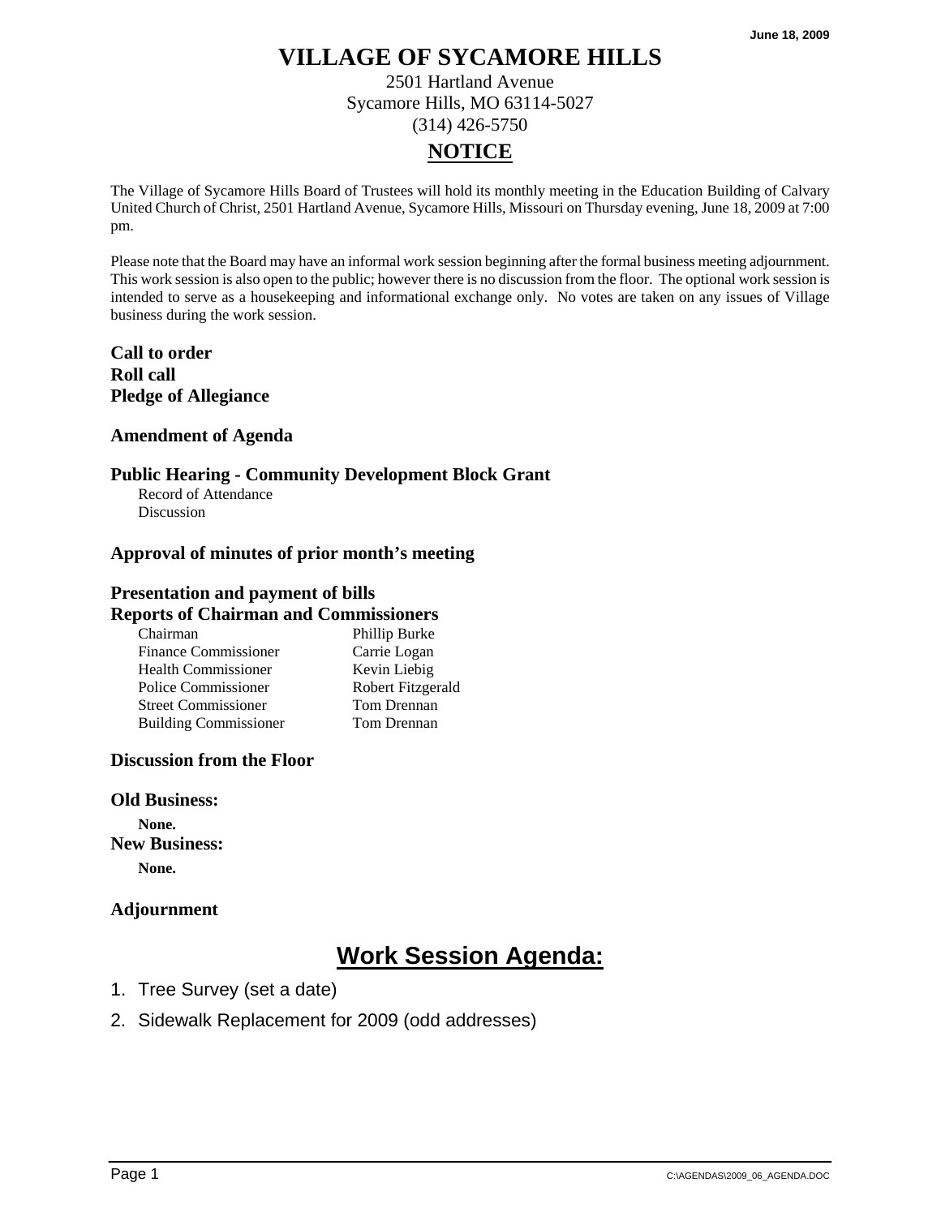June 18, 2009

# VILLAGE OF SYCAMORE HILLS

2501 Hartland Avenue
Sycamore Hills, MO 63114-5027
(314) 426-5750

## NOTICE

The Village of Sycamore Hills Board of Trustees will hold its monthly meeting in the Education Building of Calvary United Church of Christ, 2501 Hartland Avenue, Sycamore Hills, Missouri on Thursday evening, June 18, 2009 at 7:00 pm.

Please note that the Board may have an informal work session beginning after the formal business meeting adjournment. This work session is also open to the public; however there is no discussion from the floor. The optional work session is intended to serve as a housekeeping and informational exchange only. No votes are taken on any issues of Village business during the work session.

**Call to order**
**Roll call**
**Pledge of Allegiance**

**Amendment of Agenda**

**Public Hearing - Community Development Block Grant**
Record of Attendance
Discussion

**Approval of minutes of prior month's meeting**

**Presentation and payment of bills**
**Reports of Chairman and Commissioners**

| | |
|---|---|
| Chairman | Phillip Burke |
| Finance Commissioner | Carrie Logan |
| Health Commissioner | Kevin Liebig |
| Police Commissioner | Robert Fitzgerald |
| Street Commissioner | Tom Drennan |
| Building Commissioner | Tom Drennan |

**Discussion from the Floor**

**Old Business:**
**None.**
**New Business:**
**None.**

**Adjournment**

## Work Session Agenda:

1. Tree Survey (set a date)
2. Sidewalk Replacement for 2009 (odd addresses)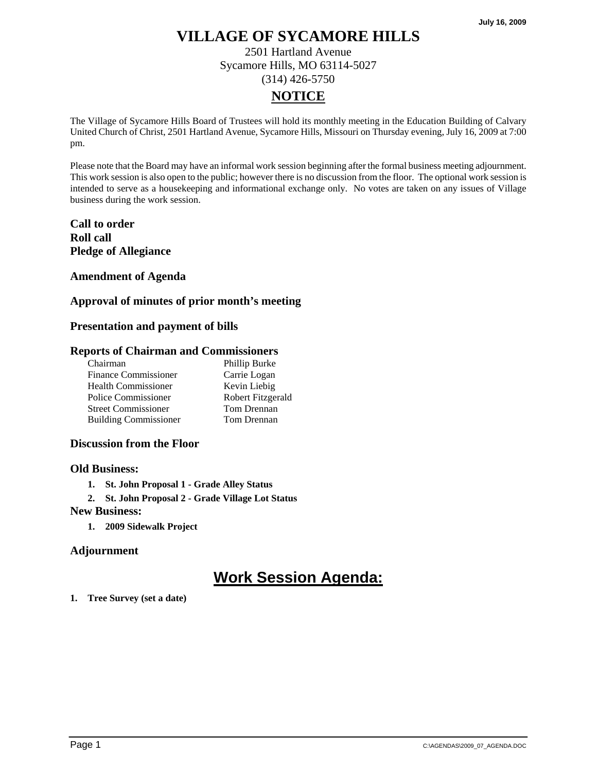July 16, 2009

# VILLAGE OF SYCAMORE HILLS

2501 Hartland Avenue
Sycamore Hills, MO 63114-5027
(314) 426-5750

## NOTICE

The Village of Sycamore Hills Board of Trustees will hold its monthly meeting in the Education Building of Calvary United Church of Christ, 2501 Hartland Avenue, Sycamore Hills, Missouri on Thursday evening, July 16, 2009 at 7:00 pm.

Please note that the Board may have an informal work session beginning after the formal business meeting adjournment. This work session is also open to the public; however there is no discussion from the floor. The optional work session is intended to serve as a housekeeping and informational exchange only. No votes are taken on any issues of Village business during the work session.

**Call to order**
**Roll call**
**Pledge of Allegiance**

**Amendment of Agenda**

**Approval of minutes of prior month's meeting**

**Presentation and payment of bills**

**Reports of Chairman and Commissioners**

| | |
|---|---|
| Chairman | Phillip Burke |
| Finance Commissioner | Carrie Logan |
| Health Commissioner | Kevin Liebig |
| Police Commissioner | Robert Fitzgerald |
| Street Commissioner | Tom Drennan |
| Building Commissioner | Tom Drennan |

**Discussion from the Floor**

**Old Business:**

1. **St. John Proposal 1 - Grade Alley Status**
2. **St. John Proposal 2 - Grade Village Lot Status**

**New Business:**

1. **2009 Sidewalk Project**

**Adjournment**

## Work Session Agenda:

1. **Tree Survey (set a date)**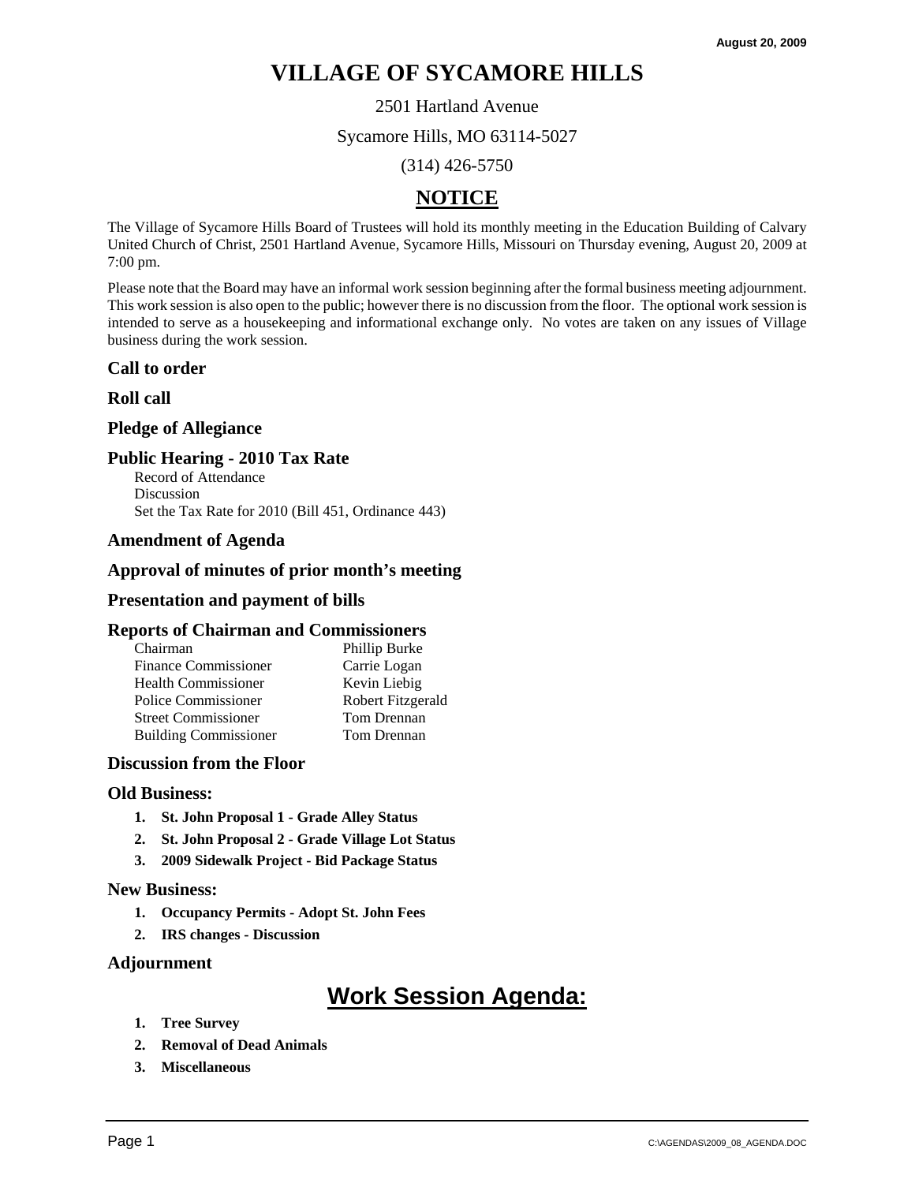August 20, 2009

# VILLAGE OF SYCAMORE HILLS

2501 Hartland Avenue

Sycamore Hills, MO 63114-5027

(314) 426-5750

## NOTICE

The Village of Sycamore Hills Board of Trustees will hold its monthly meeting in the Education Building of Calvary United Church of Christ, 2501 Hartland Avenue, Sycamore Hills, Missouri on Thursday evening, August 20, 2009 at 7:00 pm.

Please note that the Board may have an informal work session beginning after the formal business meeting adjournment. This work session is also open to the public; however there is no discussion from the floor. The optional work session is intended to serve as a housekeeping and informational exchange only. No votes are taken on any issues of Village business during the work session.

### Call to order

### Roll call

### Pledge of Allegiance

### Public Hearing - 2010 Tax Rate

Record of Attendance
Discussion
Set the Tax Rate for 2010 (Bill 451, Ordinance 443)

### Amendment of Agenda

### Approval of minutes of prior month's meeting

### Presentation and payment of bills

### Reports of Chairman and Commissioners

| | |
|---|---|
| Chairman | Phillip Burke |
| Finance Commissioner | Carrie Logan |
| Health Commissioner | Kevin Liebig |
| Police Commissioner | Robert Fitzgerald |
| Street Commissioner | Tom Drennan |
| Building Commissioner | Tom Drennan |

### Discussion from the Floor

### Old Business:

1. **St. John Proposal 1 - Grade Alley Status**
2. **St. John Proposal 2 - Grade Village Lot Status**
3. **2009 Sidewalk Project - Bid Package Status**

### New Business:

1. **Occupancy Permits - Adopt St. John Fees**
2. **IRS changes - Discussion**

### Adjournment

## Work Session Agenda:

1. **Tree Survey**
2. **Removal of Dead Animals**
3. **Miscellaneous**

C:\AGENDAS\2009_08_AGENDA.DOC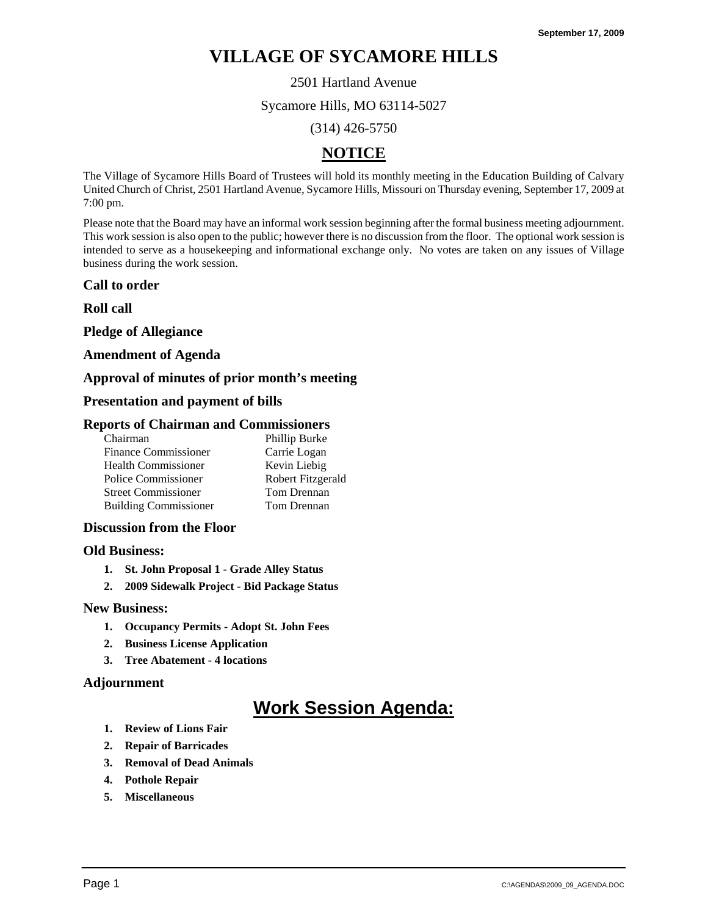September 17, 2009

# VILLAGE OF SYCAMORE HILLS

2501 Hartland Avenue

Sycamore Hills, MO 63114-5027

(314) 426-5750

## NOTICE

The Village of Sycamore Hills Board of Trustees will hold its monthly meeting in the Education Building of Calvary United Church of Christ, 2501 Hartland Avenue, Sycamore Hills, Missouri on Thursday evening, September 17, 2009 at 7:00 pm.

Please note that the Board may have an informal work session beginning after the formal business meeting adjournment. This work session is also open to the public; however there is no discussion from the floor. The optional work session is intended to serve as a housekeeping and informational exchange only. No votes are taken on any issues of Village business during the work session.

### Call to order

### Roll call

### Pledge of Allegiance

### Amendment of Agenda

### Approval of minutes of prior month's meeting

### Presentation and payment of bills

### Reports of Chairman and Commissioners

| | |
|---|---|
| Chairman | Phillip Burke |
| Finance Commissioner | Carrie Logan |
| Health Commissioner | Kevin Liebig |
| Police Commissioner | Robert Fitzgerald |
| Street Commissioner | Tom Drennan |
| Building Commissioner | Tom Drennan |

### Discussion from the Floor

### Old Business:

1. **St. John Proposal 1 - Grade Alley Status**
2. **2009 Sidewalk Project - Bid Package Status**

### New Business:

1. **Occupancy Permits - Adopt St. John Fees**
2. **Business License Application**
3. **Tree Abatement - 4 locations**

### Adjournment

## Work Session Agenda:

1. **Review of Lions Fair**
2. **Repair of Barricades**
3. **Removal of Dead Animals**
4. **Pothole Repair**
5. **Miscellaneous**

C:\AGENDAS\2009_09_AGENDA.DOC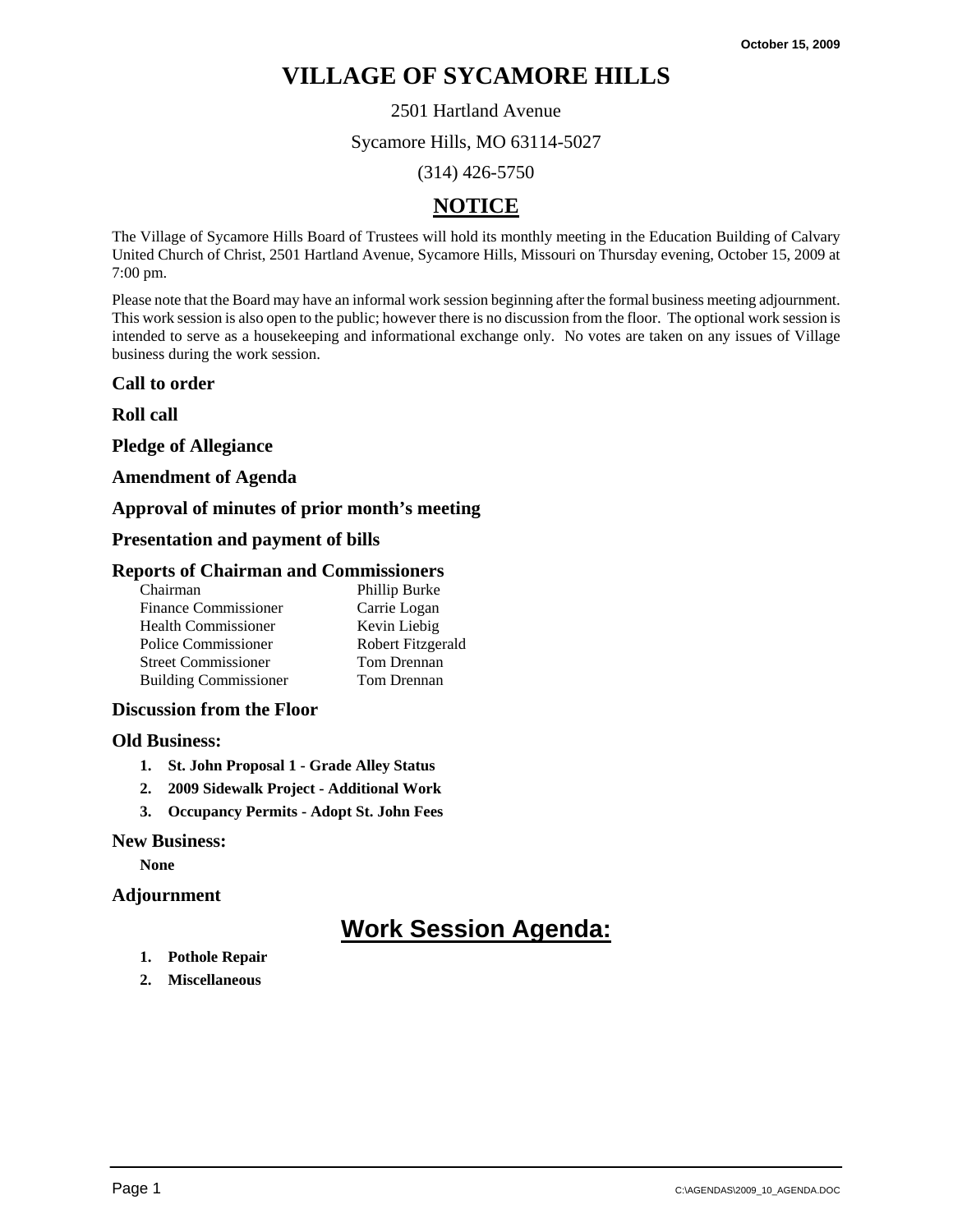October 15, 2009

# VILLAGE OF SYCAMORE HILLS

2501 Hartland Avenue

Sycamore Hills, MO 63114-5027

(314) 426-5750

## NOTICE

The Village of Sycamore Hills Board of Trustees will hold its monthly meeting in the Education Building of Calvary United Church of Christ, 2501 Hartland Avenue, Sycamore Hills, Missouri on Thursday evening, October 15, 2009 at 7:00 pm.

Please note that the Board may have an informal work session beginning after the formal business meeting adjournment. This work session is also open to the public; however there is no discussion from the floor. The optional work session is intended to serve as a housekeeping and informational exchange only. No votes are taken on any issues of Village business during the work session.

### Call to order

### Roll call

### Pledge of Allegiance

### Amendment of Agenda

### Approval of minutes of prior month's meeting

### Presentation and payment of bills

### Reports of Chairman and Commissioners

| | |
|---|---|
| Chairman | Phillip Burke |
| Finance Commissioner | Carrie Logan |
| Health Commissioner | Kevin Liebig |
| Police Commissioner | Robert Fitzgerald |
| Street Commissioner | Tom Drennan |
| Building Commissioner | Tom Drennan |

### Discussion from the Floor

### Old Business:

1. **St. John Proposal 1 - Grade Alley Status**
2. **2009 Sidewalk Project - Additional Work**
3. **Occupancy Permits - Adopt St. John Fees**

### New Business:

**None**

### Adjournment

## Work Session Agenda:

1. **Pothole Repair**
2. **Miscellaneous**

C:\AGENDAS\2009_10_AGENDA.DOC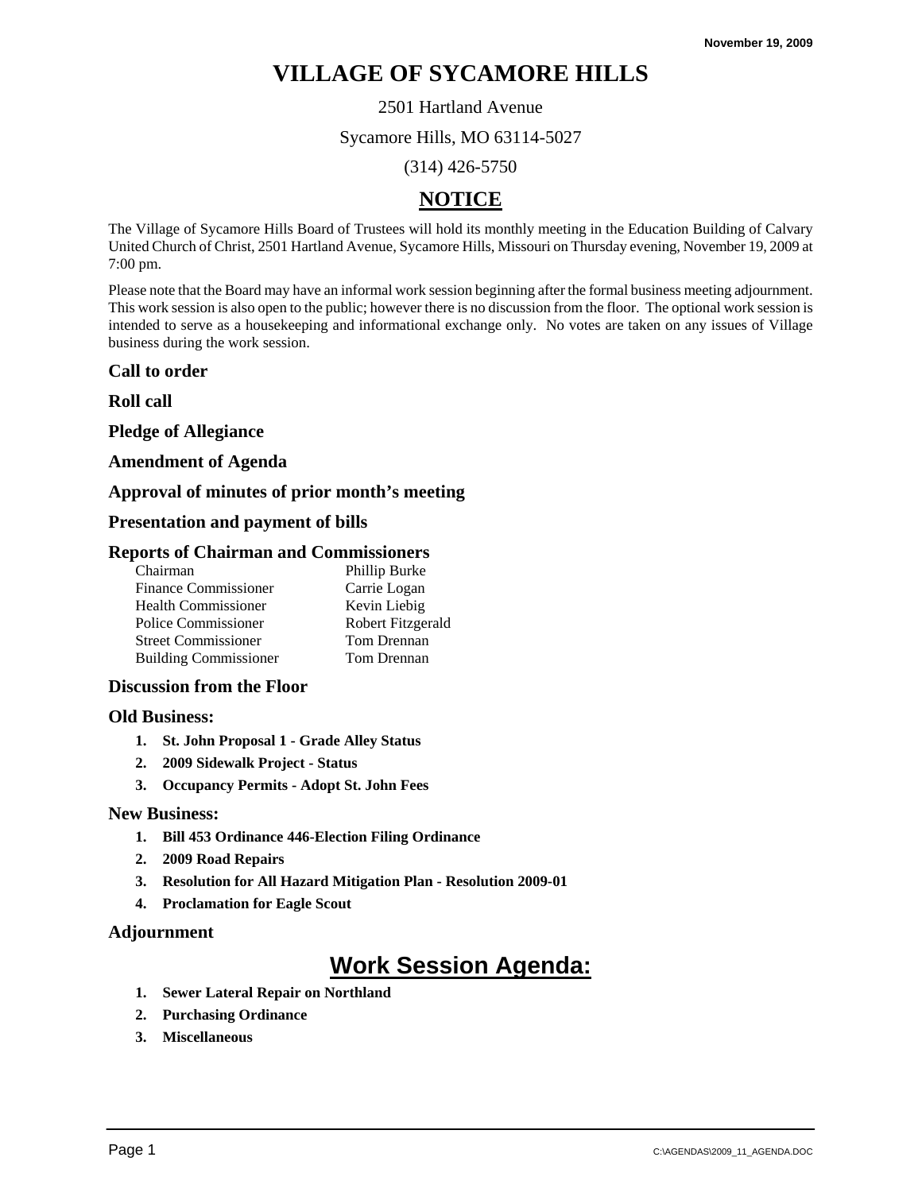November 19, 2009

# VILLAGE OF SYCAMORE HILLS

2501 Hartland Avenue

Sycamore Hills, MO 63114-5027

(314) 426-5750

## NOTICE

The Village of Sycamore Hills Board of Trustees will hold its monthly meeting in the Education Building of Calvary United Church of Christ, 2501 Hartland Avenue, Sycamore Hills, Missouri on Thursday evening, November 19, 2009 at 7:00 pm.

Please note that the Board may have an informal work session beginning after the formal business meeting adjournment. This work session is also open to the public; however there is no discussion from the floor. The optional work session is intended to serve as a housekeeping and informational exchange only. No votes are taken on any issues of Village business during the work session.

### Call to order

### Roll call

### Pledge of Allegiance

### Amendment of Agenda

### Approval of minutes of prior month's meeting

### Presentation and payment of bills

### Reports of Chairman and Commissioners

| | |
|---|---|
| Chairman | Phillip Burke |
| Finance Commissioner | Carrie Logan |
| Health Commissioner | Kevin Liebig |
| Police Commissioner | Robert Fitzgerald |
| Street Commissioner | Tom Drennan |
| Building Commissioner | Tom Drennan |

### Discussion from the Floor

### Old Business:

1. **St. John Proposal 1 - Grade Alley Status**
2. **2009 Sidewalk Project - Status**
3. **Occupancy Permits - Adopt St. John Fees**

### New Business:

1. **Bill 453 Ordinance 446-Election Filing Ordinance**
2. **2009 Road Repairs**
3. **Resolution for All Hazard Mitigation Plan - Resolution 2009-01**
4. **Proclamation for Eagle Scout**

### Adjournment

## Work Session Agenda:

1. **Sewer Lateral Repair on Northland**
2. **Purchasing Ordinance**
3. **Miscellaneous**

C:\AGENDAS\2009_11_AGENDA.DOC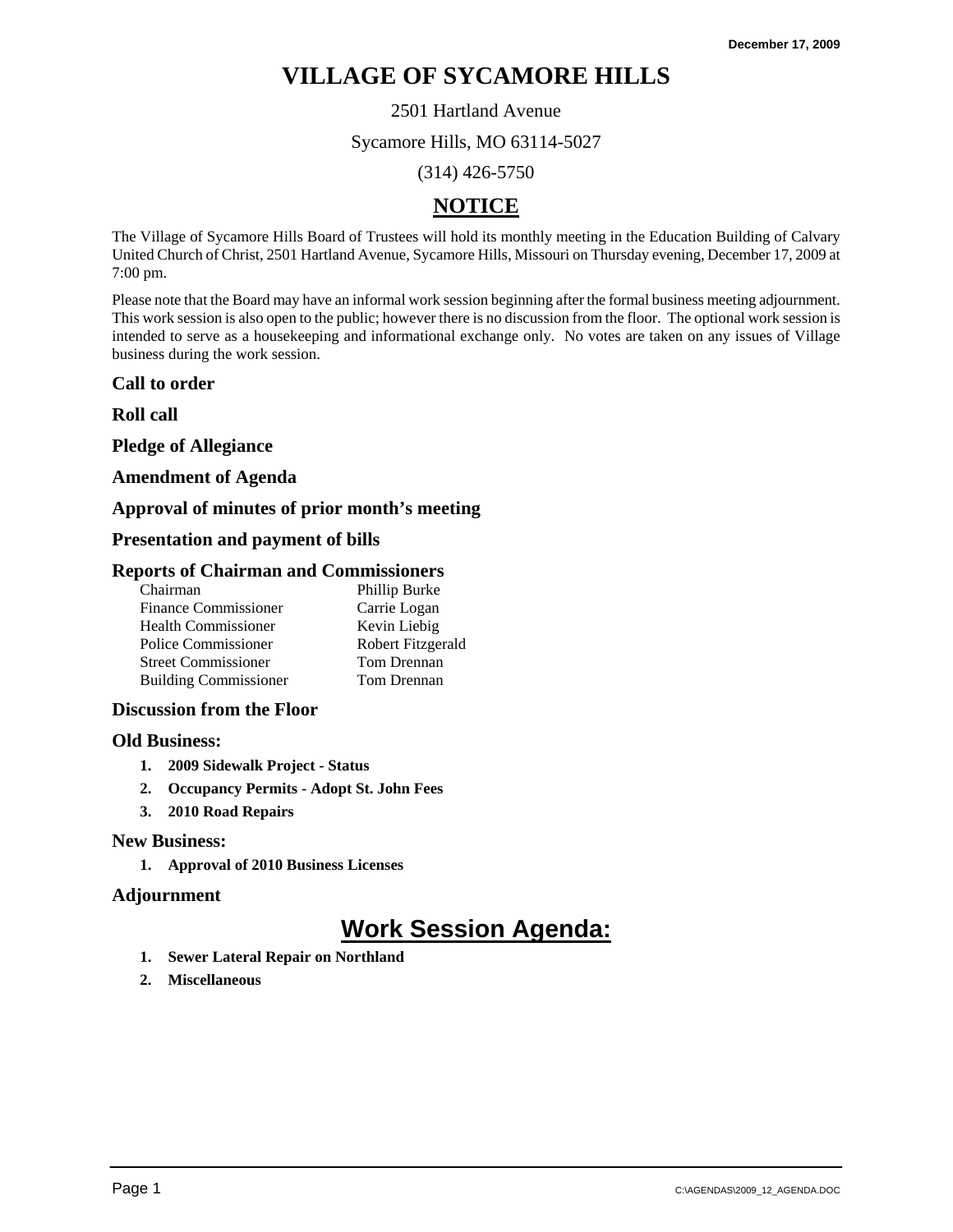December 17, 2009

# VILLAGE OF SYCAMORE HILLS

2501 Hartland Avenue

Sycamore Hills, MO 63114-5027

(314) 426-5750

## NOTICE

The Village of Sycamore Hills Board of Trustees will hold its monthly meeting in the Education Building of Calvary United Church of Christ, 2501 Hartland Avenue, Sycamore Hills, Missouri on Thursday evening, December 17, 2009 at 7:00 pm.

Please note that the Board may have an informal work session beginning after the formal business meeting adjournment. This work session is also open to the public; however there is no discussion from the floor. The optional work session is intended to serve as a housekeeping and informational exchange only. No votes are taken on any issues of Village business during the work session.

### Call to order

### Roll call

### Pledge of Allegiance

### Amendment of Agenda

### Approval of minutes of prior month's meeting

### Presentation and payment of bills

### Reports of Chairman and Commissioners

| | |
|---|---|
| Chairman | Phillip Burke |
| Finance Commissioner | Carrie Logan |
| Health Commissioner | Kevin Liebig |
| Police Commissioner | Robert Fitzgerald |
| Street Commissioner | Tom Drennan |
| Building Commissioner | Tom Drennan |

### Discussion from the Floor

### Old Business:

1. **2009 Sidewalk Project - Status**
2. **Occupancy Permits - Adopt St. John Fees**
3. **2010 Road Repairs**

### New Business:

1. **Approval of 2010 Business Licenses**

### Adjournment

## Work Session Agenda:

1. **Sewer Lateral Repair on Northland**
2. **Miscellaneous**

C:\AGENDAS\2009_12_AGENDA.DOC